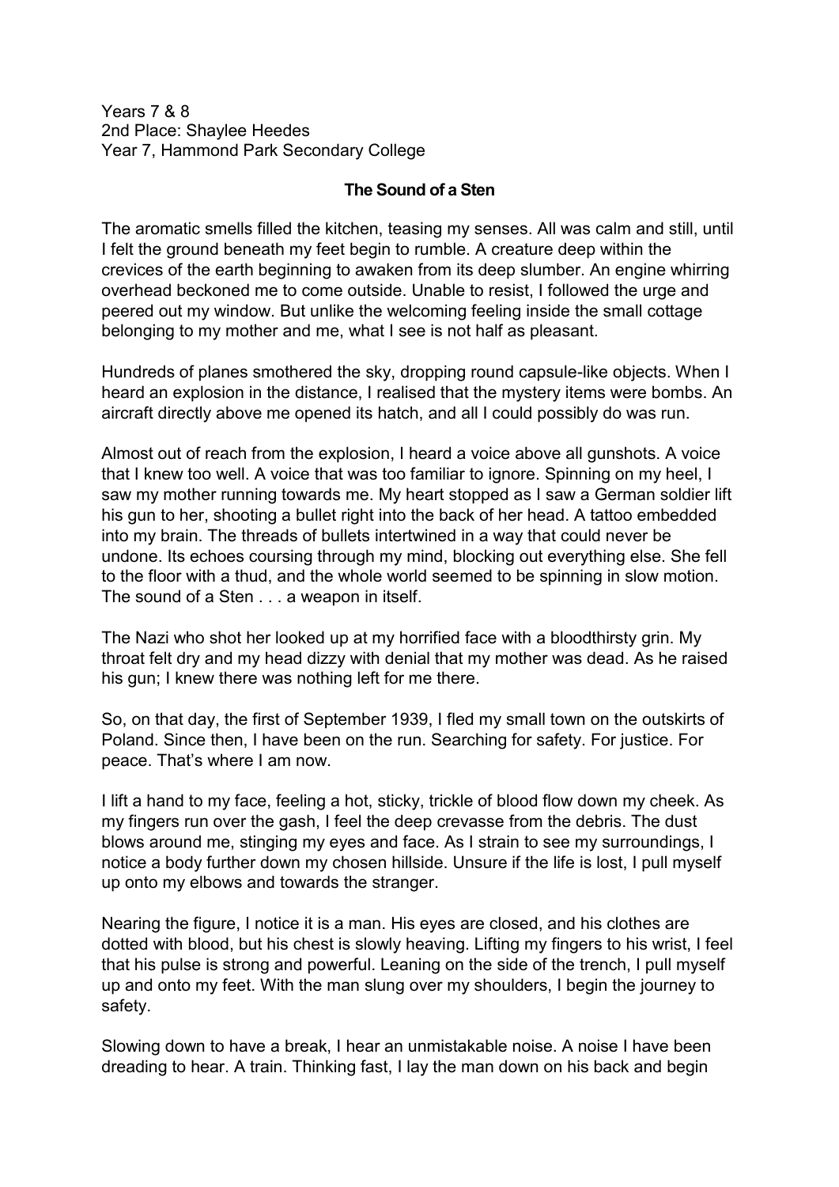Years 7 & 8
2nd Place: Shaylee Heedes
Year 7, Hammond Park Secondary College

**The Sound of a Sten**

The aromatic smells filled the kitchen, teasing my senses. All was calm and still, until I felt the ground beneath my feet begin to rumble. A creature deep within the crevices of the earth beginning to awaken from its deep slumber. An engine whirring overhead beckoned me to come outside. Unable to resist, I followed the urge and peered out my window. But unlike the welcoming feeling inside the small cottage belonging to my mother and me, what I see is not half as pleasant.

Hundreds of planes smothered the sky, dropping round capsule-like objects. When I heard an explosion in the distance, I realised that the mystery items were bombs. An aircraft directly above me opened its hatch, and all I could possibly do was run.

Almost out of reach from the explosion, I heard a voice above all gunshots. A voice that I knew too well. A voice that was too familiar to ignore. Spinning on my heel, I saw my mother running towards me. My heart stopped as I saw a German soldier lift his gun to her, shooting a bullet right into the back of her head. A tattoo embedded into my brain. The threads of bullets intertwined in a way that could never be undone. Its echoes coursing through my mind, blocking out everything else. She fell to the floor with a thud, and the whole world seemed to be spinning in slow motion. The sound of a Sten . . . a weapon in itself.

The Nazi who shot her looked up at my horrified face with a bloodthirsty grin. My throat felt dry and my head dizzy with denial that my mother was dead. As he raised his gun; I knew there was nothing left for me there.

So, on that day, the first of September 1939, I fled my small town on the outskirts of Poland. Since then, I have been on the run. Searching for safety. For justice. For peace. That's where I am now.

I lift a hand to my face, feeling a hot, sticky, trickle of blood flow down my cheek. As my fingers run over the gash, I feel the deep crevasse from the debris. The dust blows around me, stinging my eyes and face. As I strain to see my surroundings, I notice a body further down my chosen hillside. Unsure if the life is lost, I pull myself up onto my elbows and towards the stranger.

Nearing the figure, I notice it is a man. His eyes are closed, and his clothes are dotted with blood, but his chest is slowly heaving. Lifting my fingers to his wrist, I feel that his pulse is strong and powerful. Leaning on the side of the trench, I pull myself up and onto my feet. With the man slung over my shoulders, I begin the journey to safety.

Slowing down to have a break, I hear an unmistakable noise. A noise I have been dreading to hear. A train. Thinking fast, I lay the man down on his back and begin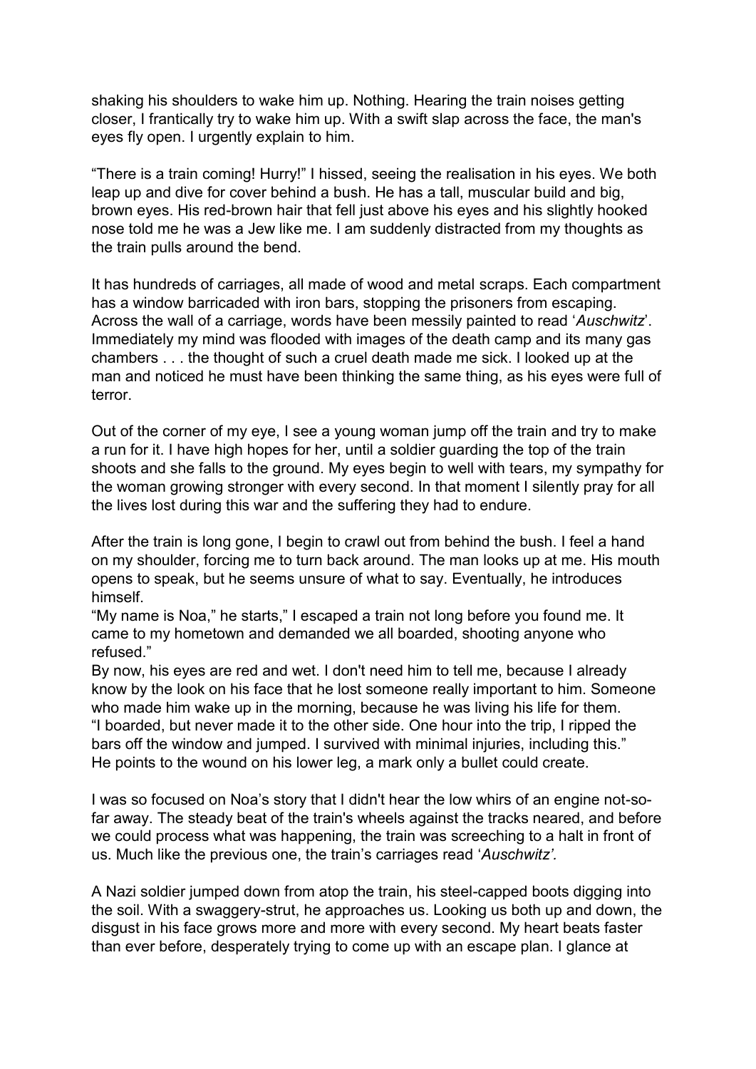shaking his shoulders to wake him up. Nothing. Hearing the train noises getting closer, I frantically try to wake him up. With a swift slap across the face, the man's eyes fly open. I urgently explain to him.

"There is a train coming! Hurry!" I hissed, seeing the realisation in his eyes. We both leap up and dive for cover behind a bush. He has a tall, muscular build and big, brown eyes. His red-brown hair that fell just above his eyes and his slightly hooked nose told me he was a Jew like me. I am suddenly distracted from my thoughts as the train pulls around the bend.

It has hundreds of carriages, all made of wood and metal scraps. Each compartment has a window barricaded with iron bars, stopping the prisoners from escaping. Across the wall of a carriage, words have been messily painted to read '*Auschwitz*'. Immediately my mind was flooded with images of the death camp and its many gas chambers . . . the thought of such a cruel death made me sick. I looked up at the man and noticed he must have been thinking the same thing, as his eyes were full of terror.

Out of the corner of my eye, I see a young woman jump off the train and try to make a run for it. I have high hopes for her, until a soldier guarding the top of the train shoots and she falls to the ground. My eyes begin to well with tears, my sympathy for the woman growing stronger with every second. In that moment I silently pray for all the lives lost during this war and the suffering they had to endure.

After the train is long gone, I begin to crawl out from behind the bush. I feel a hand on my shoulder, forcing me to turn back around. The man looks up at me. His mouth opens to speak, but he seems unsure of what to say. Eventually, he introduces himself.
"My name is Noa," he starts," I escaped a train not long before you found me. It came to my hometown and demanded we all boarded, shooting anyone who refused."
By now, his eyes are red and wet. I don't need him to tell me, because I already know by the look on his face that he lost someone really important to him. Someone who made him wake up in the morning, because he was living his life for them.
"I boarded, but never made it to the other side. One hour into the trip, I ripped the bars off the window and jumped. I survived with minimal injuries, including this."
He points to the wound on his lower leg, a mark only a bullet could create.

I was so focused on Noa's story that I didn't hear the low whirs of an engine not-so-far away. The steady beat of the train's wheels against the tracks neared, and before we could process what was happening, the train was screeching to a halt in front of us. Much like the previous one, the train's carriages read '*Auschwitz'.*

A Nazi soldier jumped down from atop the train, his steel-capped boots digging into the soil. With a swaggery-strut, he approaches us. Looking us both up and down, the disgust in his face grows more and more with every second. My heart beats faster than ever before, desperately trying to come up with an escape plan. I glance at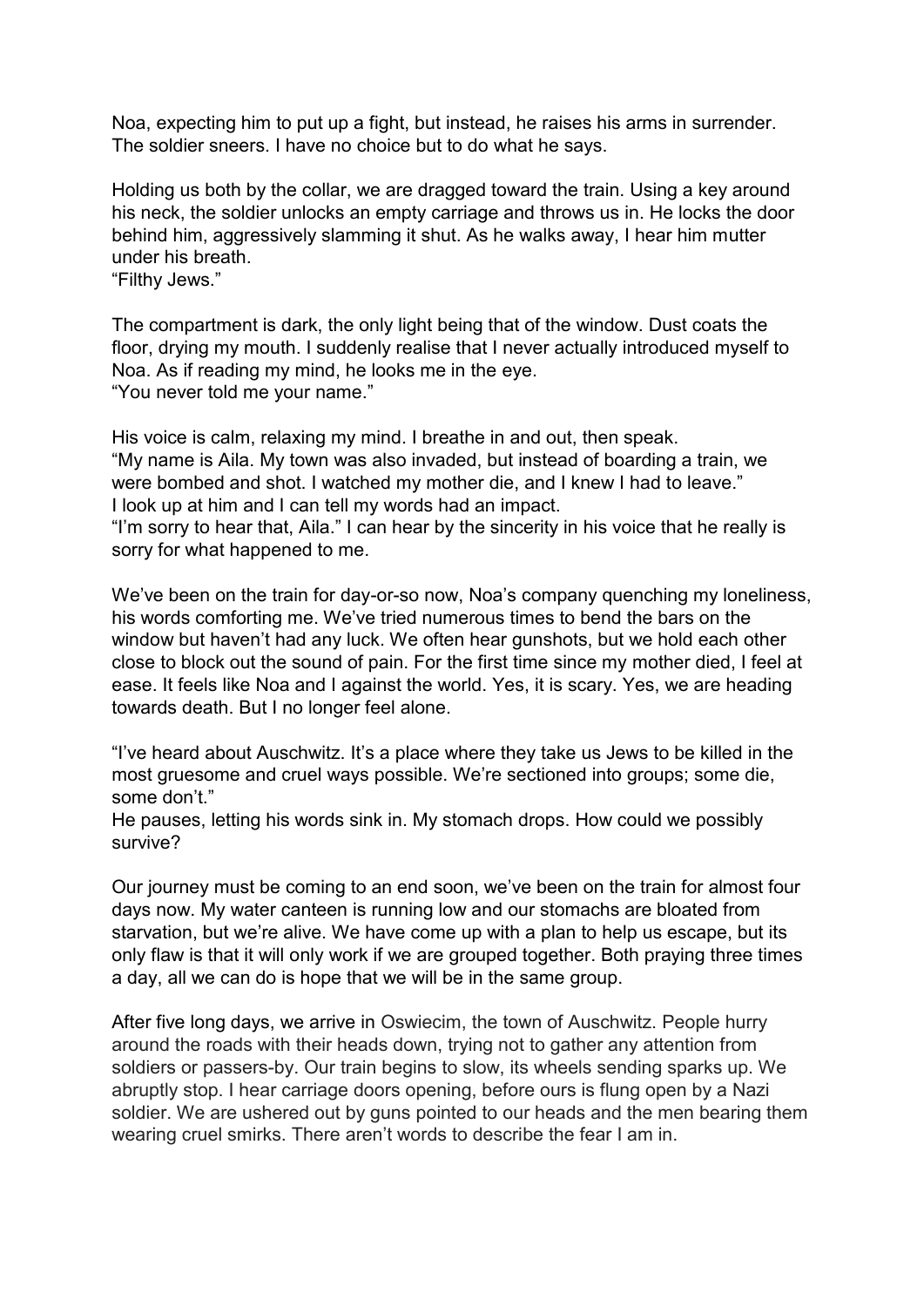Noa, expecting him to put up a fight, but instead, he raises his arms in surrender. The soldier sneers. I have no choice but to do what he says.

Holding us both by the collar, we are dragged toward the train. Using a key around his neck, the soldier unlocks an empty carriage and throws us in. He locks the door behind him, aggressively slamming it shut. As he walks away, I hear him mutter under his breath.
"Filthy Jews."

The compartment is dark, the only light being that of the window. Dust coats the floor, drying my mouth. I suddenly realise that I never actually introduced myself to Noa. As if reading my mind, he looks me in the eye.
"You never told me your name."

His voice is calm, relaxing my mind. I breathe in and out, then speak.
"My name is Aila. My town was also invaded, but instead of boarding a train, we were bombed and shot. I watched my mother die, and I knew I had to leave."
I look up at him and I can tell my words had an impact.
"I'm sorry to hear that, Aila." I can hear by the sincerity in his voice that he really is sorry for what happened to me.

We've been on the train for day-or-so now, Noa's company quenching my loneliness, his words comforting me. We've tried numerous times to bend the bars on the window but haven't had any luck. We often hear gunshots, but we hold each other close to block out the sound of pain. For the first time since my mother died, I feel at ease. It feels like Noa and I against the world. Yes, it is scary. Yes, we are heading towards death. But I no longer feel alone.

"I've heard about Auschwitz. It's a place where they take us Jews to be killed in the most gruesome and cruel ways possible. We're sectioned into groups; some die, some don't."
He pauses, letting his words sink in. My stomach drops. How could we possibly survive?

Our journey must be coming to an end soon, we've been on the train for almost four days now. My water canteen is running low and our stomachs are bloated from starvation, but we're alive. We have come up with a plan to help us escape, but its only flaw is that it will only work if we are grouped together. Both praying three times a day, all we can do is hope that we will be in the same group.

After five long days, we arrive in Oswiecim, the town of Auschwitz. People hurry around the roads with their heads down, trying not to gather any attention from soldiers or passers-by. Our train begins to slow, its wheels sending sparks up. We abruptly stop. I hear carriage doors opening, before ours is flung open by a Nazi soldier. We are ushered out by guns pointed to our heads and the men bearing them wearing cruel smirks. There aren't words to describe the fear I am in.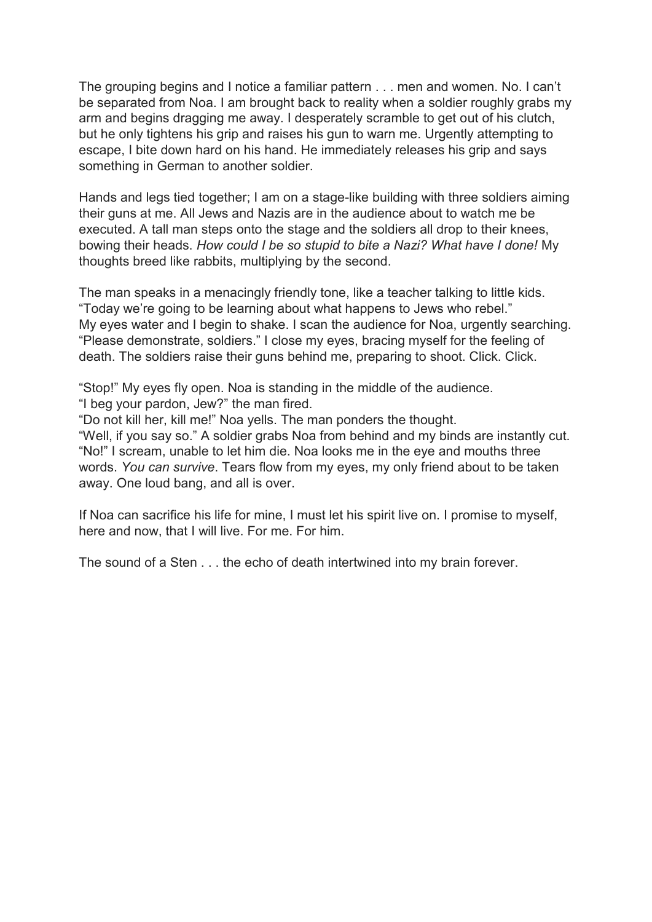The grouping begins and I notice a familiar pattern . . . men and women. No. I can't be separated from Noa. I am brought back to reality when a soldier roughly grabs my arm and begins dragging me away. I desperately scramble to get out of his clutch, but he only tightens his grip and raises his gun to warn me. Urgently attempting to escape, I bite down hard on his hand. He immediately releases his grip and says something in German to another soldier.

Hands and legs tied together; I am on a stage-like building with three soldiers aiming their guns at me. All Jews and Nazis are in the audience about to watch me be executed. A tall man steps onto the stage and the soldiers all drop to their knees, bowing their heads. *How could I be so stupid to bite a Nazi? What have I done!* My thoughts breed like rabbits, multiplying by the second.

The man speaks in a menacingly friendly tone, like a teacher talking to little kids. "Today we're going to be learning about what happens to Jews who rebel."
My eyes water and I begin to shake. I scan the audience for Noa, urgently searching. "Please demonstrate, soldiers." I close my eyes, bracing myself for the feeling of death. The soldiers raise their guns behind me, preparing to shoot. Click. Click.

"Stop!" My eyes fly open. Noa is standing in the middle of the audience.
"I beg your pardon, Jew?" the man fired.
"Do not kill her, kill me!" Noa yells. The man ponders the thought.
"Well, if you say so." A soldier grabs Noa from behind and my binds are instantly cut.
"No!" I scream, unable to let him die. Noa looks me in the eye and mouths three words. *You can survive*. Tears flow from my eyes, my only friend about to be taken away. One loud bang, and all is over.

If Noa can sacrifice his life for mine, I must let his spirit live on. I promise to myself, here and now, that I will live. For me. For him.

The sound of a Sten . . . the echo of death intertwined into my brain forever.